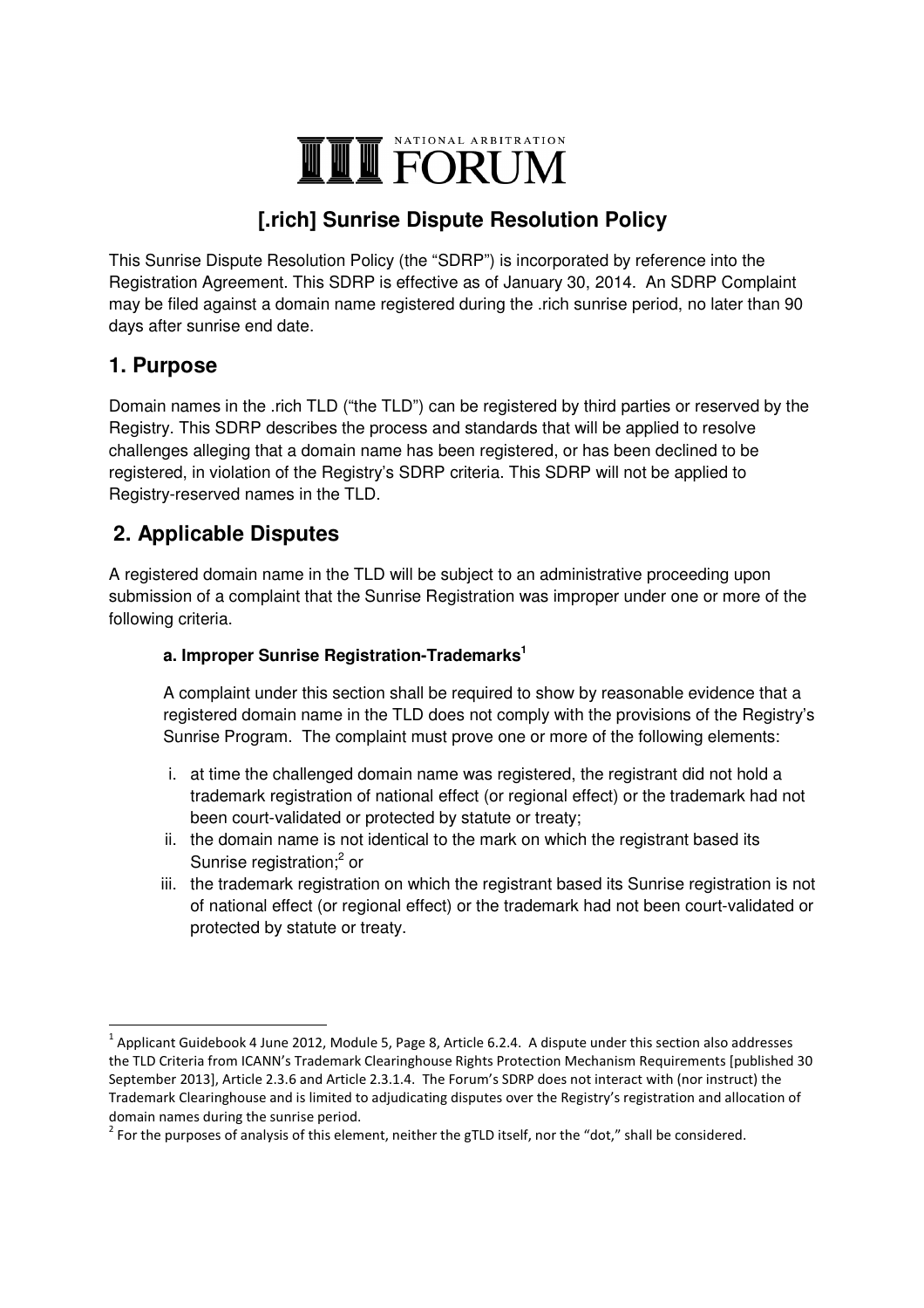NATIONAL ARBITRATION FORUM

# [.rich] Sunrise Dispute Resolution Policy

This Sunrise Dispute Resolution Policy (the "SDRP") is incorporated by reference into the Registration Agreement. This SDRP is effective as of January 30, 2014. An SDRP Complaint may be filed against a domain name registered during the .rich sunrise period, no later than 90 days after sunrise end date.

## 1. Purpose

Domain names in the .rich TLD ("the TLD") can be registered by third parties or reserved by the Registry. This SDRP describes the process and standards that will be applied to resolve challenges alleging that a domain name has been registered, or has been declined to be registered, in violation of the Registry's SDRP criteria. This SDRP will not be applied to Registry-reserved names in the TLD.

## 2. Applicable Disputes

A registered domain name in the TLD will be subject to an administrative proceeding upon submission of a complaint that the Sunrise Registration was improper under one or more of the following criteria.

### a. Improper Sunrise Registration-Trademarks[1]

A complaint under this section shall be required to show by reasonable evidence that a registered domain name in the TLD does not comply with the provisions of the Registry's Sunrise Program. The complaint must prove one or more of the following elements:

i. at time the challenged domain name was registered, the registrant did not hold a trademark registration of national effect (or regional effect) or the trademark had not been court-validated or protected by statute or treaty;

ii. the domain name is not identical to the mark on which the registrant based its Sunrise registration;[2] or

iii. the trademark registration on which the registrant based its Sunrise registration is not of national effect (or regional effect) or the trademark had not been court-validated or protected by statute or treaty.

---

[1] Applicant Guidebook 4 June 2012, Module 5, Page 8, Article 6.2.4. A dispute under this section also addresses the TLD Criteria from ICANN's Trademark Clearinghouse Rights Protection Mechanism Requirements [published 30 September 2013], Article 2.3.6 and Article 2.3.1.4. The Forum's SDRP does not interact with (nor instruct) the Trademark Clearinghouse and is limited to adjudicating disputes over the Registry's registration and allocation of domain names during the sunrise period.

[2] For the purposes of analysis of this element, neither the gTLD itself, nor the "dot," shall be considered.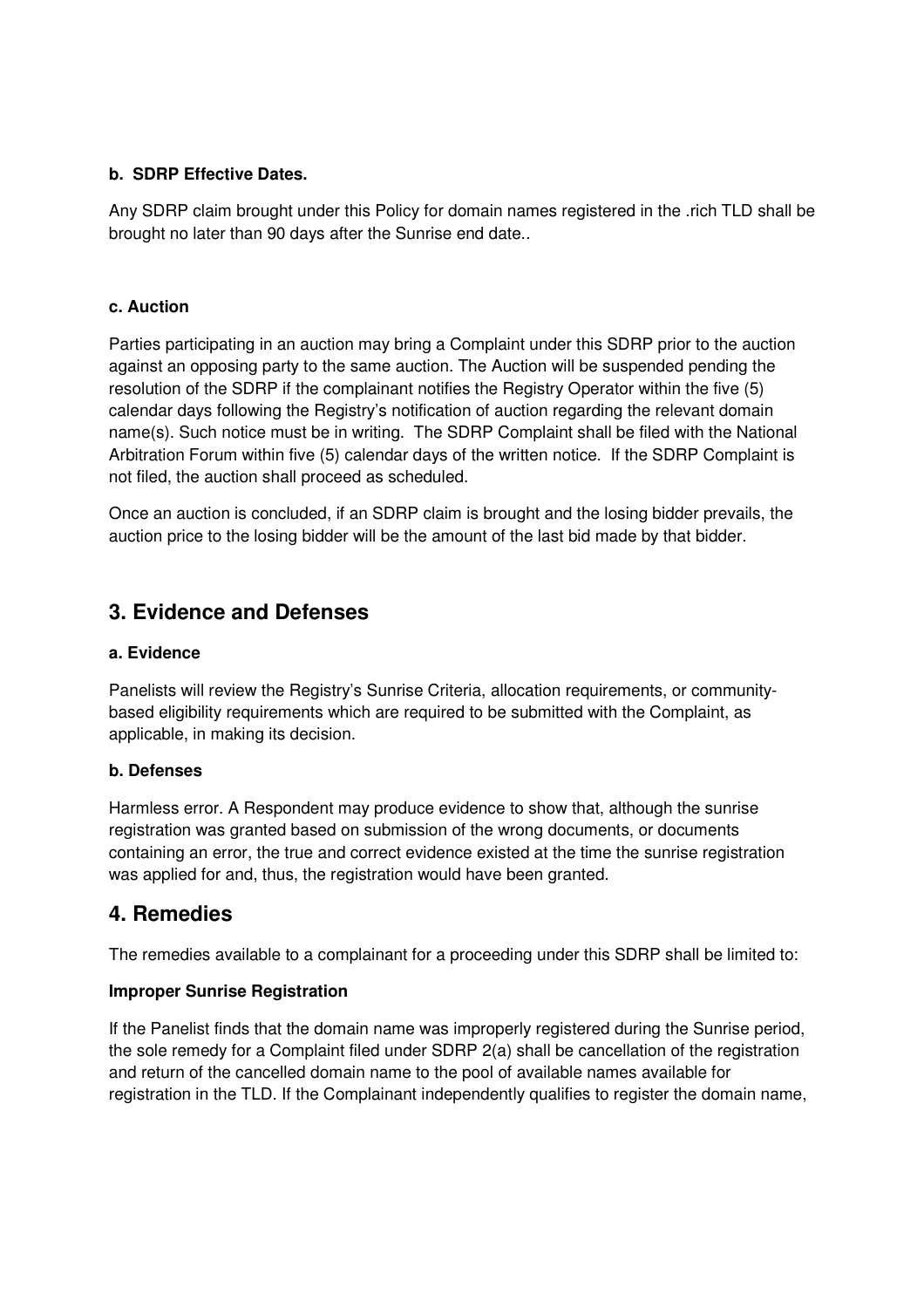**b. SDRP Effective Dates.**

Any SDRP claim brought under this Policy for domain names registered in the .rich TLD shall be brought no later than 90 days after the Sunrise end date..

**c. Auction**

Parties participating in an auction may bring a Complaint under this SDRP prior to the auction against an opposing party to the same auction. The Auction will be suspended pending the resolution of the SDRP if the complainant notifies the Registry Operator within the five (5) calendar days following the Registry's notification of auction regarding the relevant domain name(s). Such notice must be in writing. The SDRP Complaint shall be filed with the National Arbitration Forum within five (5) calendar days of the written notice. If the SDRP Complaint is not filed, the auction shall proceed as scheduled.

Once an auction is concluded, if an SDRP claim is brought and the losing bidder prevails, the auction price to the losing bidder will be the amount of the last bid made by that bidder.

## 3. Evidence and Defenses

**a. Evidence**

Panelists will review the Registry's Sunrise Criteria, allocation requirements, or community-based eligibility requirements which are required to be submitted with the Complaint, as applicable, in making its decision.

**b. Defenses**

Harmless error. A Respondent may produce evidence to show that, although the sunrise registration was granted based on submission of the wrong documents, or documents containing an error, the true and correct evidence existed at the time the sunrise registration was applied for and, thus, the registration would have been granted.

## 4. Remedies

The remedies available to a complainant for a proceeding under this SDRP shall be limited to:

**Improper Sunrise Registration**

If the Panelist finds that the domain name was improperly registered during the Sunrise period, the sole remedy for a Complaint filed under SDRP 2(a) shall be cancellation of the registration and return of the cancelled domain name to the pool of available names available for registration in the TLD. If the Complainant independently qualifies to register the domain name,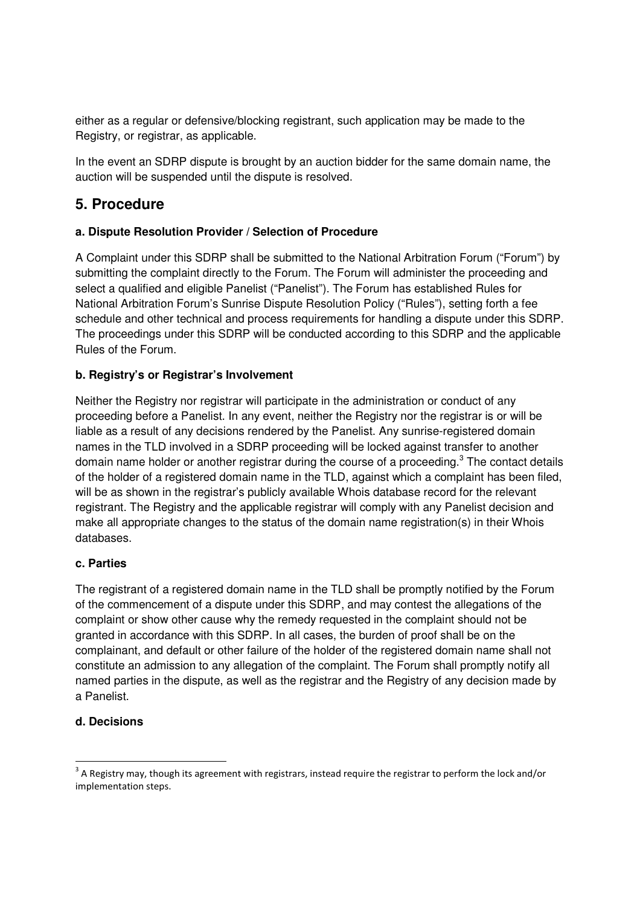either as a regular or defensive/blocking registrant, such application may be made to the Registry, or registrar, as applicable.

In the event an SDRP dispute is brought by an auction bidder for the same domain name, the auction will be suspended until the dispute is resolved.

## 5. Procedure

### a. Dispute Resolution Provider / Selection of Procedure

A Complaint under this SDRP shall be submitted to the National Arbitration Forum ("Forum") by submitting the complaint directly to the Forum. The Forum will administer the proceeding and select a qualified and eligible Panelist ("Panelist"). The Forum has established Rules for National Arbitration Forum's Sunrise Dispute Resolution Policy ("Rules"), setting forth a fee schedule and other technical and process requirements for handling a dispute under this SDRP. The proceedings under this SDRP will be conducted according to this SDRP and the applicable Rules of the Forum.

### b. Registry's or Registrar's Involvement

Neither the Registry nor registrar will participate in the administration or conduct of any proceeding before a Panelist. In any event, neither the Registry nor the registrar is or will be liable as a result of any decisions rendered by the Panelist. Any sunrise-registered domain names in the TLD involved in a SDRP proceeding will be locked against transfer to another domain name holder or another registrar during the course of a proceeding.[3] The contact details of the holder of a registered domain name in the TLD, against which a complaint has been filed, will be as shown in the registrar's publicly available Whois database record for the relevant registrant. The Registry and the applicable registrar will comply with any Panelist decision and make all appropriate changes to the status of the domain name registration(s) in their Whois databases.

### c. Parties

The registrant of a registered domain name in the TLD shall be promptly notified by the Forum of the commencement of a dispute under this SDRP, and may contest the allegations of the complaint or show other cause why the remedy requested in the complaint should not be granted in accordance with this SDRP. In all cases, the burden of proof shall be on the complainant, and default or other failure of the holder of the registered domain name shall not constitute an admission to any allegation of the complaint. The Forum shall promptly notify all named parties in the dispute, as well as the registrar and the Registry of any decision made by a Panelist.

### d. Decisions

[3] A Registry may, though its agreement with registrars, instead require the registrar to perform the lock and/or implementation steps.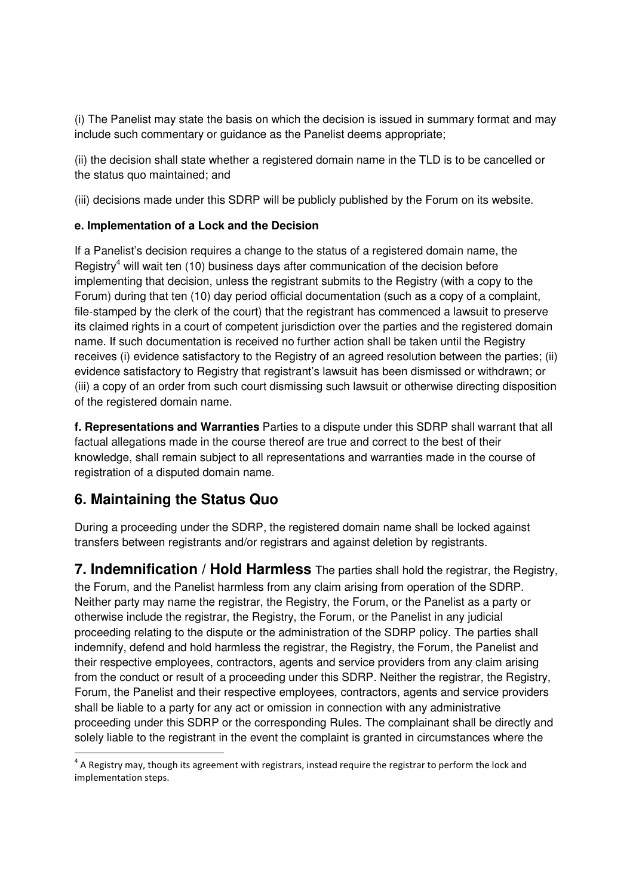(i) The Panelist may state the basis on which the decision is issued in summary format and may include such commentary or guidance as the Panelist deems appropriate;

(ii) the decision shall state whether a registered domain name in the TLD is to be cancelled or the status quo maintained; and

(iii) decisions made under this SDRP will be publicly published by the Forum on its website.

**e. Implementation of a Lock and the Decision**

If a Panelist's decision requires a change to the status of a registered domain name, the Registry[4] will wait ten (10) business days after communication of the decision before implementing that decision, unless the registrant submits to the Registry (with a copy to the Forum) during that ten (10) day period official documentation (such as a copy of a complaint, file-stamped by the clerk of the court) that the registrant has commenced a lawsuit to preserve its claimed rights in a court of competent jurisdiction over the parties and the registered domain name. If such documentation is received no further action shall be taken until the Registry receives (i) evidence satisfactory to the Registry of an agreed resolution between the parties; (ii) evidence satisfactory to Registry that registrant's lawsuit has been dismissed or withdrawn; or (iii) a copy of an order from such court dismissing such lawsuit or otherwise directing disposition of the registered domain name.

**f. Representations and Warranties** Parties to a dispute under this SDRP shall warrant that all factual allegations made in the course thereof are true and correct to the best of their knowledge, shall remain subject to all representations and warranties made in the course of registration of a disputed domain name.

## 6. Maintaining the Status Quo

During a proceeding under the SDRP, the registered domain name shall be locked against transfers between registrants and/or registrars and against deletion by registrants.

**7. Indemnification / Hold Harmless** The parties shall hold the registrar, the Registry, the Forum, and the Panelist harmless from any claim arising from operation of the SDRP. Neither party may name the registrar, the Registry, the Forum, or the Panelist as a party or otherwise include the registrar, the Registry, the Forum, or the Panelist in any judicial proceeding relating to the dispute or the administration of the SDRP policy. The parties shall indemnify, defend and hold harmless the registrar, the Registry, the Forum, the Panelist and their respective employees, contractors, agents and service providers from any claim arising from the conduct or result of a proceeding under this SDRP. Neither the registrar, the Registry, Forum, the Panelist and their respective employees, contractors, agents and service providers shall be liable to a party for any act or omission in connection with any administrative proceeding under this SDRP or the corresponding Rules. The complainant shall be directly and solely liable to the registrant in the event the complaint is granted in circumstances where the

[4] A Registry may, though its agreement with registrars, instead require the registrar to perform the lock and implementation steps.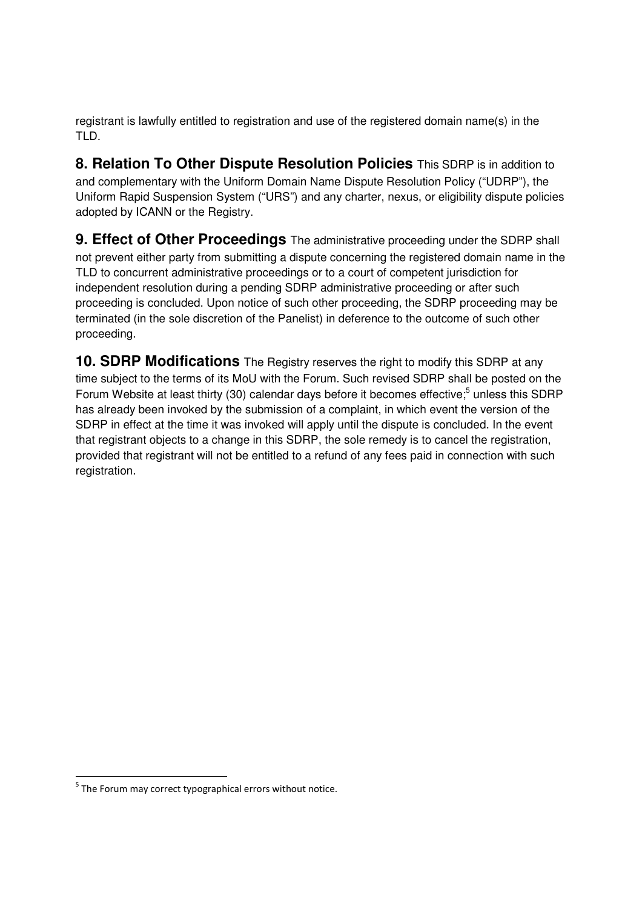registrant is lawfully entitled to registration and use of the registered domain name(s) in the TLD.

**8. Relation To Other Dispute Resolution Policies** This SDRP is in addition to and complementary with the Uniform Domain Name Dispute Resolution Policy ("UDRP"), the Uniform Rapid Suspension System ("URS") and any charter, nexus, or eligibility dispute policies adopted by ICANN or the Registry.

**9. Effect of Other Proceedings** The administrative proceeding under the SDRP shall not prevent either party from submitting a dispute concerning the registered domain name in the TLD to concurrent administrative proceedings or to a court of competent jurisdiction for independent resolution during a pending SDRP administrative proceeding or after such proceeding is concluded. Upon notice of such other proceeding, the SDRP proceeding may be terminated (in the sole discretion of the Panelist) in deference to the outcome of such other proceeding.

**10. SDRP Modifications** The Registry reserves the right to modify this SDRP at any time subject to the terms of its MoU with the Forum. Such revised SDRP shall be posted on the Forum Website at least thirty (30) calendar days before it becomes effective;[5] unless this SDRP has already been invoked by the submission of a complaint, in which event the version of the SDRP in effect at the time it was invoked will apply until the dispute is concluded. In the event that registrant objects to a change in this SDRP, the sole remedy is to cancel the registration, provided that registrant will not be entitled to a refund of any fees paid in connection with such registration.

---

[5] The Forum may correct typographical errors without notice.